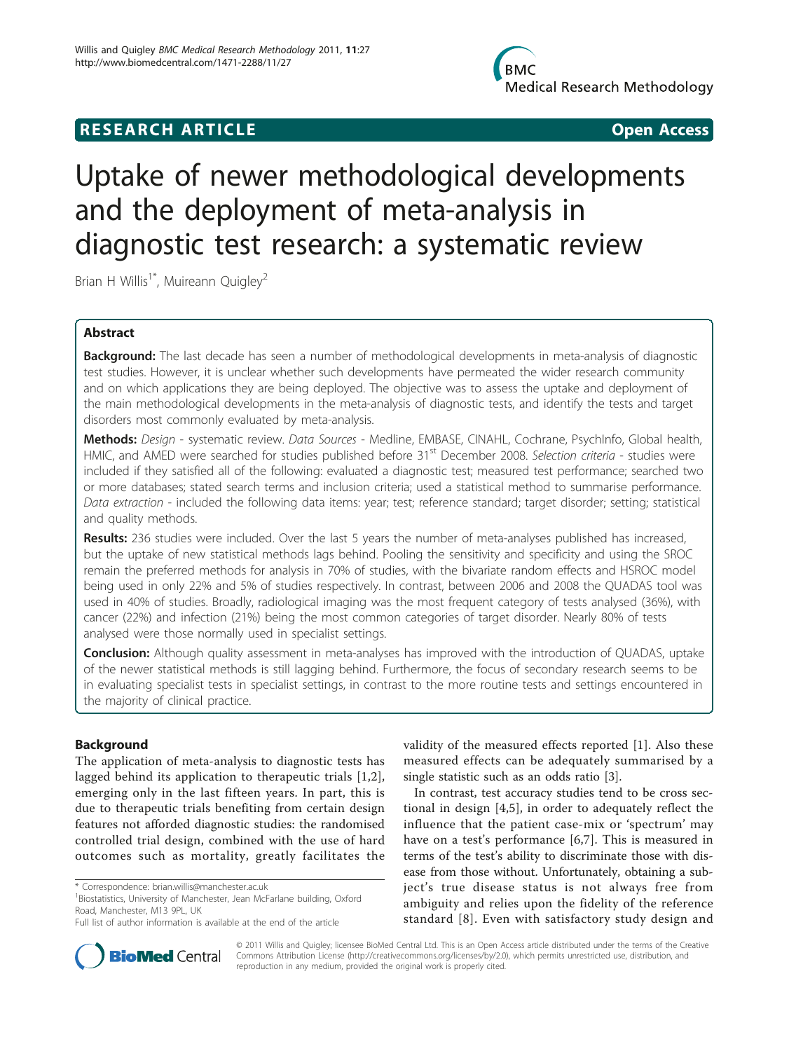# Uptake of newer methodological developments and the deployment of meta-analysis in diagnostic test research: a systematic review

**RESEARCH ARTICLE** **Open Access**

Brian H Willis[1*], Muireann Quigley[2]

## Abstract

**Background:** The last decade has seen a number of methodological developments in meta-analysis of diagnostic test studies. However, it is unclear whether such developments have permeated the wider research community and on which applications they are being deployed. The objective was to assess the uptake and deployment of the main methodological developments in the meta-analysis of diagnostic tests, and identify the tests and target disorders most commonly evaluated by meta-analysis.

**Methods:** *Design* - systematic review. *Data Sources* - Medline, EMBASE, CINAHL, Cochrane, PsychInfo, Global health, HMIC, and AMED were searched for studies published before 31st December 2008. *Selection criteria* - studies were included if they satisfied all of the following: evaluated a diagnostic test; measured test performance; searched two or more databases; stated search terms and inclusion criteria; used a statistical method to summarise performance. *Data extraction* - included the following data items: year; test; reference standard; target disorder; setting; statistical and quality methods.

**Results:** 236 studies were included. Over the last 5 years the number of meta-analyses published has increased, but the uptake of new statistical methods lags behind. Pooling the sensitivity and specificity and using the SROC remain the preferred methods for analysis in 70% of studies, with the bivariate random effects and HSROC model being used in only 22% and 5% of studies respectively. In contrast, between 2006 and 2008 the QUADAS tool was used in 40% of studies. Broadly, radiological imaging was the most frequent category of tests analysed (36%), with cancer (22%) and infection (21%) being the most common categories of target disorder. Nearly 80% of tests analysed were those normally used in specialist settings.

**Conclusion:** Although quality assessment in meta-analyses has improved with the introduction of QUADAS, uptake of the newer statistical methods is still lagging behind. Furthermore, the focus of secondary research seems to be in evaluating specialist tests in specialist settings, in contrast to the more routine tests and settings encountered in the majority of clinical practice.

## Background

The application of meta-analysis to diagnostic tests has lagged behind its application to therapeutic trials [1,2], emerging only in the last fifteen years. In part, this is due to therapeutic trials benefiting from certain design features not afforded diagnostic studies: the randomised controlled trial design, combined with the use of hard outcomes such as mortality, greatly facilitates the validity of the measured effects reported [1]. Also these measured effects can be adequately summarised by a single statistic such as an odds ratio [3].

In contrast, test accuracy studies tend to be cross sectional in design [4,5], in order to adequately reflect the influence that the patient case-mix or 'spectrum' may have on a test's performance [6,7]. This is measured in terms of the test's ability to discriminate those with disease from those without. Unfortunately, obtaining a subject's true disease status is not always free from ambiguity and relies upon the fidelity of the reference standard [8]. Even with satisfactory study design and

\* Correspondence: brian.willis@manchester.ac.uk
[1]Biostatistics, University of Manchester, Jean McFarlane building, Oxford Road, Manchester, M13 9PL, UK
Full list of author information is available at the end of the article

© 2011 Willis and Quigley; licensee BioMed Central Ltd. This is an Open Access article distributed under the terms of the Creative Commons Attribution License (http://creativecommons.org/licenses/by/2.0), which permits unrestricted use, distribution, and reproduction in any medium, provided the original work is properly cited.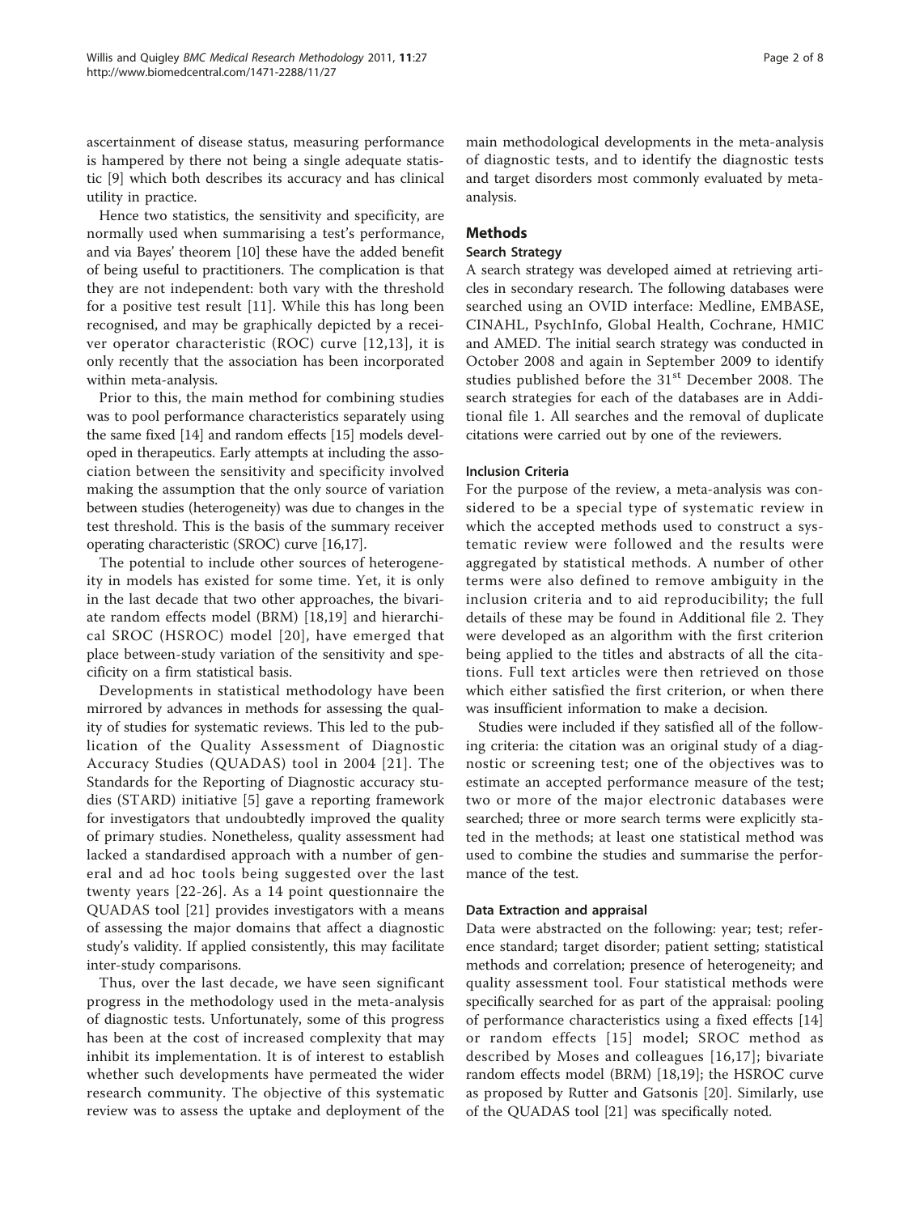ascertainment of disease status, measuring performance is hampered by there not being a single adequate statistic [9] which both describes its accuracy and has clinical utility in practice.

Hence two statistics, the sensitivity and specificity, are normally used when summarising a test's performance, and via Bayes' theorem [10] these have the added benefit of being useful to practitioners. The complication is that they are not independent: both vary with the threshold for a positive test result [11]. While this has long been recognised, and may be graphically depicted by a receiver operator characteristic (ROC) curve [12,13], it is only recently that the association has been incorporated within meta-analysis.

Prior to this, the main method for combining studies was to pool performance characteristics separately using the same fixed [14] and random effects [15] models developed in therapeutics. Early attempts at including the association between the sensitivity and specificity involved making the assumption that the only source of variation between studies (heterogeneity) was due to changes in the test threshold. This is the basis of the summary receiver operating characteristic (SROC) curve [16,17].

The potential to include other sources of heterogeneity in models has existed for some time. Yet, it is only in the last decade that two other approaches, the bivariate random effects model (BRM) [18,19] and hierarchical SROC (HSROC) model [20], have emerged that place between-study variation of the sensitivity and specificity on a firm statistical basis.

Developments in statistical methodology have been mirrored by advances in methods for assessing the quality of studies for systematic reviews. This led to the publication of the Quality Assessment of Diagnostic Accuracy Studies (QUADAS) tool in 2004 [21]. The Standards for the Reporting of Diagnostic accuracy studies (STARD) initiative [5] gave a reporting framework for investigators that undoubtedly improved the quality of primary studies. Nonetheless, quality assessment had lacked a standardised approach with a number of general and ad hoc tools being suggested over the last twenty years [22-26]. As a 14 point questionnaire the QUADAS tool [21] provides investigators with a means of assessing the major domains that affect a diagnostic study's validity. If applied consistently, this may facilitate inter-study comparisons.

Thus, over the last decade, we have seen significant progress in the methodology used in the meta-analysis of diagnostic tests. Unfortunately, some of this progress has been at the cost of increased complexity that may inhibit its implementation. It is of interest to establish whether such developments have permeated the wider research community. The objective of this systematic review was to assess the uptake and deployment of the main methodological developments in the meta-analysis of diagnostic tests, and to identify the diagnostic tests and target disorders most commonly evaluated by meta-analysis.

## Methods

### Search Strategy

A search strategy was developed aimed at retrieving articles in secondary research. The following databases were searched using an OVID interface: Medline, EMBASE, CINAHL, PsychInfo, Global Health, Cochrane, HMIC and AMED. The initial search strategy was conducted in October 2008 and again in September 2009 to identify studies published before the 31st December 2008. The search strategies for each of the databases are in Additional file 1. All searches and the removal of duplicate citations were carried out by one of the reviewers.

### Inclusion Criteria

For the purpose of the review, a meta-analysis was considered to be a special type of systematic review in which the accepted methods used to construct a systematic review were followed and the results were aggregated by statistical methods. A number of other terms were also defined to remove ambiguity in the inclusion criteria and to aid reproducibility; the full details of these may be found in Additional file 2. They were developed as an algorithm with the first criterion being applied to the titles and abstracts of all the citations. Full text articles were then retrieved on those which either satisfied the first criterion, or when there was insufficient information to make a decision.

Studies were included if they satisfied all of the following criteria: the citation was an original study of a diagnostic or screening test; one of the objectives was to estimate an accepted performance measure of the test; two or more of the major electronic databases were searched; three or more search terms were explicitly stated in the methods; at least one statistical method was used to combine the studies and summarise the performance of the test.

### Data Extraction and appraisal

Data were abstracted on the following: year; test; reference standard; target disorder; patient setting; statistical methods and correlation; presence of heterogeneity; and quality assessment tool. Four statistical methods were specifically searched for as part of the appraisal: pooling of performance characteristics using a fixed effects [14] or random effects [15] model; SROC method as described by Moses and colleagues [16,17]; bivariate random effects model (BRM) [18,19]; the HSROC curve as proposed by Rutter and Gatsonis [20]. Similarly, use of the QUADAS tool [21] was specifically noted.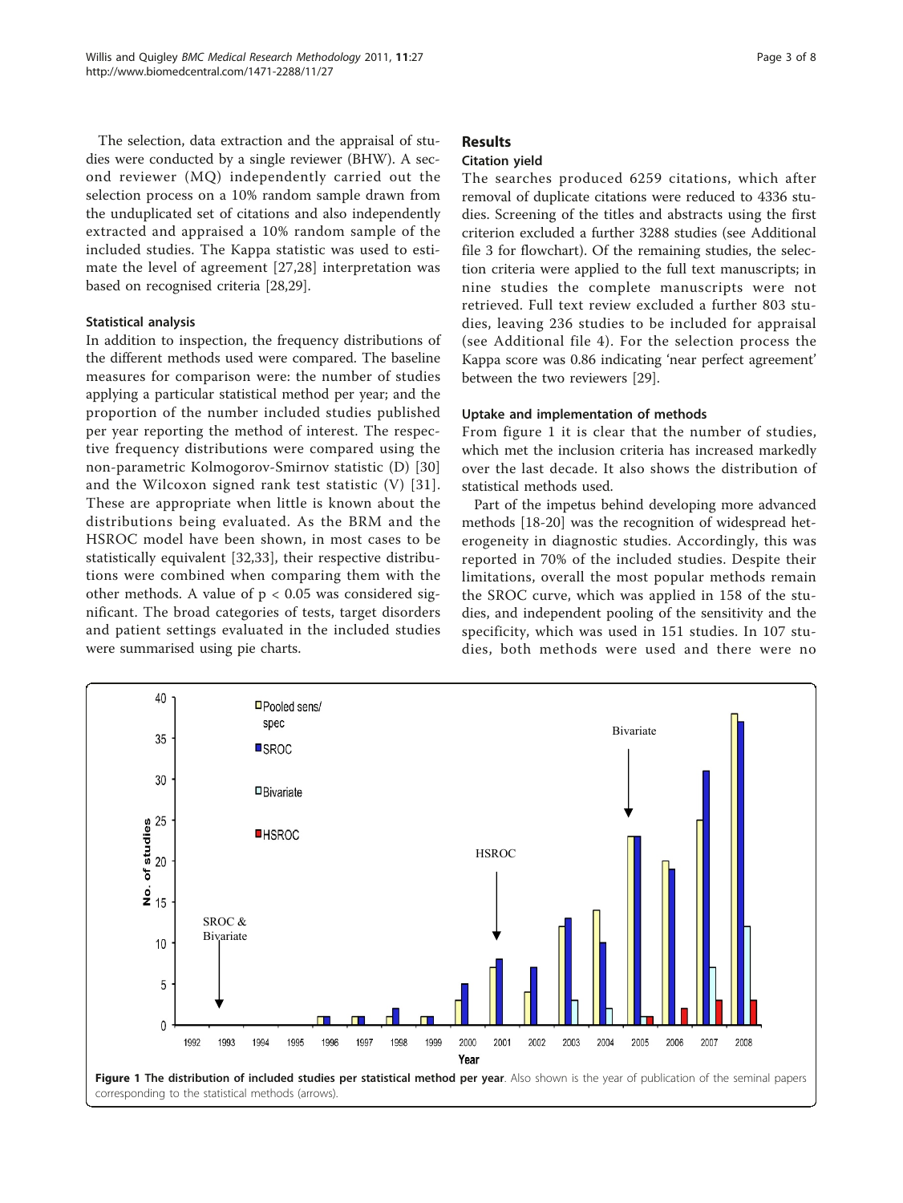The selection, data extraction and the appraisal of studies were conducted by a single reviewer (BHW). A second reviewer (MQ) independently carried out the selection process on a 10% random sample drawn from the unduplicated set of citations and also independently extracted and appraised a 10% random sample of the included studies. The Kappa statistic was used to estimate the level of agreement [27,28] interpretation was based on recognised criteria [28,29].

### Statistical analysis

In addition to inspection, the frequency distributions of the different methods used were compared. The baseline measures for comparison were: the number of studies applying a particular statistical method per year; and the proportion of the number included studies published per year reporting the method of interest. The respective frequency distributions were compared using the non-parametric Kolmogorov-Smirnov statistic (D) [30] and the Wilcoxon signed rank test statistic (V) [31]. These are appropriate when little is known about the distributions being evaluated. As the BRM and the HSROC model have been shown, in most cases to be statistically equivalent [32,33], their respective distributions were combined when comparing them with the other methods. A value of $p < 0.05$ was considered significant. The broad categories of tests, target disorders and patient settings evaluated in the included studies were summarised using pie charts.

## Results

### Citation yield

The searches produced 6259 citations, which after removal of duplicate citations were reduced to 4336 studies. Screening of the titles and abstracts using the first criterion excluded a further 3288 studies (see Additional file 3 for flowchart). Of the remaining studies, the selection criteria were applied to the full text manuscripts; in nine studies the complete manuscripts were not retrieved. Full text review excluded a further 803 studies, leaving 236 studies to be included for appraisal (see Additional file 4). For the selection process the Kappa score was 0.86 indicating 'near perfect agreement' between the two reviewers [29].

### Uptake and implementation of methods

From figure 1 it is clear that the number of studies, which met the inclusion criteria has increased markedly over the last decade. It also shows the distribution of statistical methods used.

Part of the impetus behind developing more advanced methods [18-20] was the recognition of widespread heterogeneity in diagnostic studies. Accordingly, this was reported in 70% of the included studies. Despite their limitations, overall the most popular methods remain the SROC curve, which was applied in 158 of the studies, and independent pooling of the sensitivity and the specificity, which was used in 151 studies. In 107 studies, both methods were used and there were no

**Figure 1 The distribution of included studies per statistical method per year**. Also shown is the year of publication of the seminal papers corresponding to the statistical methods (arrows).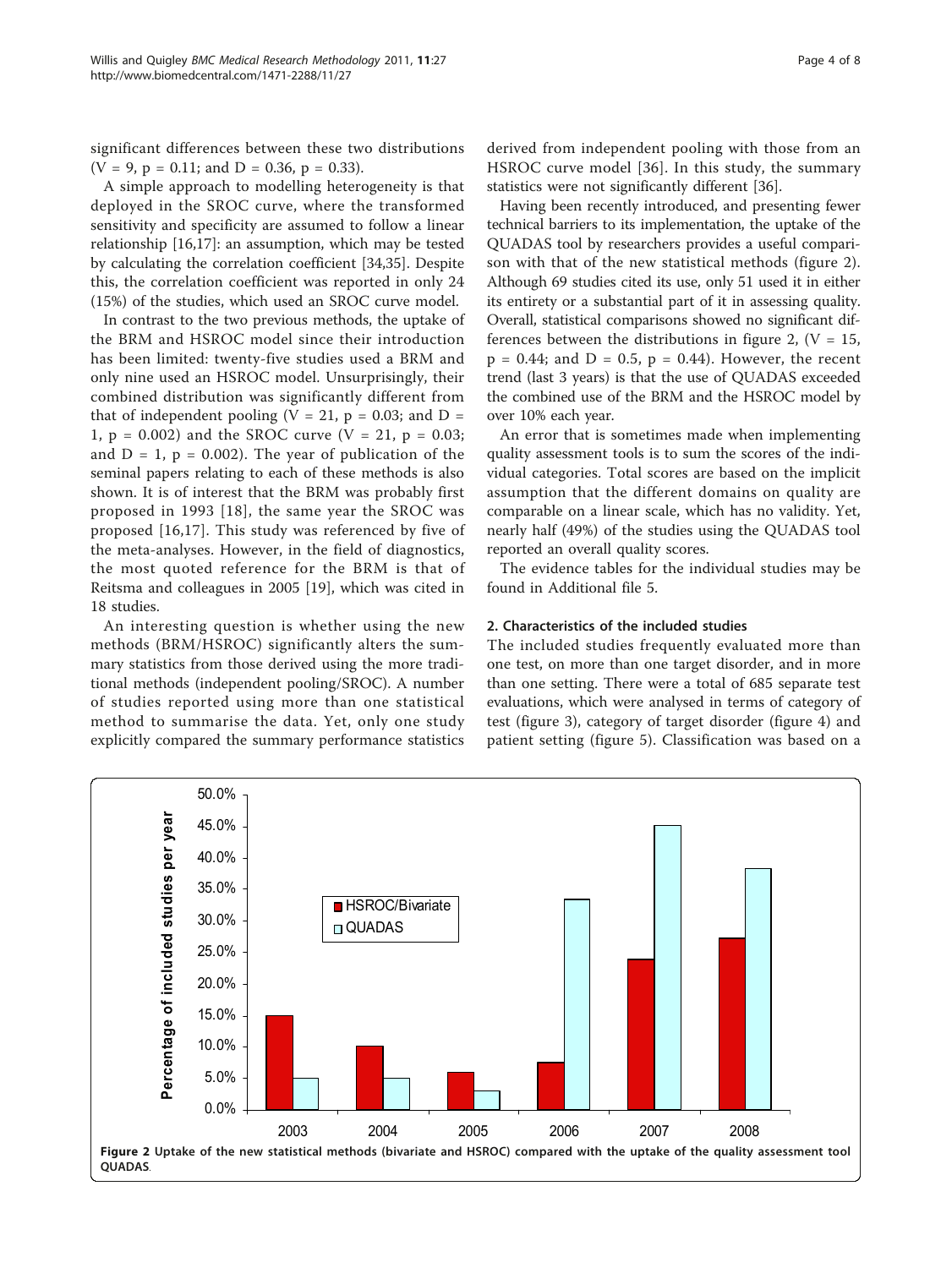significant differences between these two distributions ($V = 9$, $p = 0.11$; and $D = 0.36$, $p = 0.33$).

A simple approach to modelling heterogeneity is that deployed in the SROC curve, where the transformed sensitivity and specificity are assumed to follow a linear relationship [16,17]: an assumption, which may be tested by calculating the correlation coefficient [34,35]. Despite this, the correlation coefficient was reported in only 24 (15%) of the studies, which used an SROC curve model.

In contrast to the two previous methods, the uptake of the BRM and HSROC model since their introduction has been limited: twenty-five studies used a BRM and only nine used an HSROC model. Unsurprisingly, their combined distribution was significantly different from that of independent pooling ($V = 21$, $p = 0.03$; and $D = 1$, $p = 0.002$) and the SROC curve ($V = 21$, $p = 0.03$; and $D = 1$, $p = 0.002$). The year of publication of the seminal papers relating to each of these methods is also shown. It is of interest that the BRM was probably first proposed in 1993 [18], the same year the SROC was proposed [16,17]. This study was referenced by five of the meta-analyses. However, in the field of diagnostics, the most quoted reference for the BRM is that of Reitsma and colleagues in 2005 [19], which was cited in 18 studies.

An interesting question is whether using the new methods (BRM/HSROC) significantly alters the summary statistics from those derived using the more traditional methods (independent pooling/SROC). A number of studies reported using more than one statistical method to summarise the data. Yet, only one study explicitly compared the summary performance statistics derived from independent pooling with those from an HSROC curve model [36]. In this study, the summary statistics were not significantly different [36].

Having been recently introduced, and presenting fewer technical barriers to its implementation, the uptake of the QUADAS tool by researchers provides a useful comparison with that of the new statistical methods (figure 2). Although 69 studies cited its use, only 51 used it in either its entirety or a substantial part of it in assessing quality. Overall, statistical comparisons showed no significant differences between the distributions in figure 2, ($V = 15$, $p = 0.44$; and $D = 0.5$, $p = 0.44$). However, the recent trend (last 3 years) is that the use of QUADAS exceeded the combined use of the BRM and the HSROC model by over 10% each year.

An error that is sometimes made when implementing quality assessment tools is to sum the scores of the individual categories. Total scores are based on the implicit assumption that the different domains on quality are comparable on a linear scale, which has no validity. Yet, nearly half (49%) of the studies using the QUADAS tool reported an overall quality scores.

The evidence tables for the individual studies may be found in Additional file 5.

### 2. Characteristics of the included studies

The included studies frequently evaluated more than one test, on more than one target disorder, and in more than one setting. There were a total of 685 separate test evaluations, which were analysed in terms of category of test (figure 3), category of target disorder (figure 4) and patient setting (figure 5). Classification was based on a

**Figure 2 Uptake of the new statistical methods (bivariate and HSROC) compared with the uptake of the quality assessment tool QUADAS.**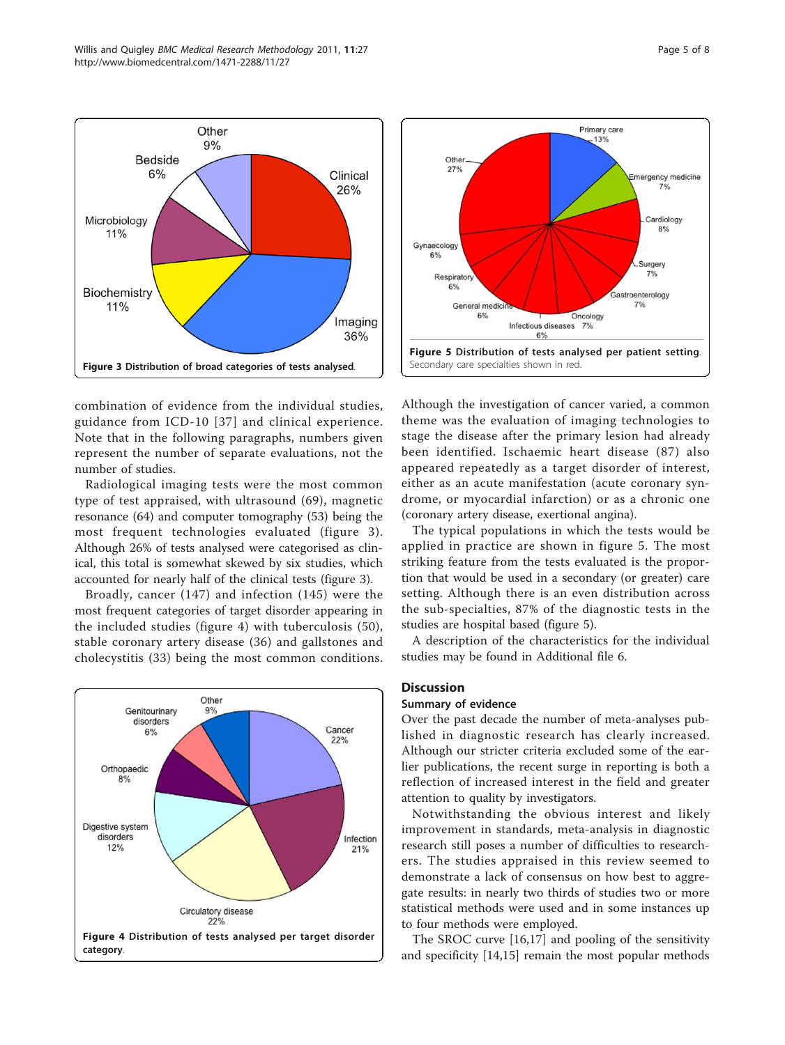Figure 3 Distribution of broad categories of tests analysed.

Figure 5 Distribution of tests analysed per patient setting. Secondary care specialties shown in red.

combination of evidence from the individual studies, guidance from ICD-10 [37] and clinical experience. Note that in the following paragraphs, numbers given represent the number of separate evaluations, not the number of studies.

Radiological imaging tests were the most common type of test appraised, with ultrasound (69), magnetic resonance (64) and computer tomography (53) being the most frequent technologies evaluated (figure 3). Although 26% of tests analysed were categorised as clinical, this total is somewhat skewed by six studies, which accounted for nearly half of the clinical tests (figure 3).

Broadly, cancer (147) and infection (145) were the most frequent categories of target disorder appearing in the included studies (figure 4) with tuberculosis (50), stable coronary artery disease (36) and gallstones and cholecystitis (33) being the most common conditions.

Figure 4 Distribution of tests analysed per target disorder category.

Although the investigation of cancer varied, a common theme was the evaluation of imaging technologies to stage the disease after the primary lesion had already been identified. Ischaemic heart disease (87) also appeared repeatedly as a target disorder of interest, either as an acute manifestation (acute coronary syndrome, or myocardial infarction) or as a chronic one (coronary artery disease, exertional angina).

The typical populations in which the tests would be applied in practice are shown in figure 5. The most striking feature from the tests evaluated is the proportion that would be used in a secondary (or greater) care setting. Although there is an even distribution across the sub-specialties, 87% of the diagnostic tests in the studies are hospital based (figure 5).

A description of the characteristics for the individual studies may be found in Additional file 6.

## Discussion

### Summary of evidence

Over the past decade the number of meta-analyses published in diagnostic research has clearly increased. Although our stricter criteria excluded some of the earlier publications, the recent surge in reporting is both a reflection of increased interest in the field and greater attention to quality by investigators.

Notwithstanding the obvious interest and likely improvement in standards, meta-analysis in diagnostic research still poses a number of difficulties to researchers. The studies appraised in this review seemed to demonstrate a lack of consensus on how best to aggregate results: in nearly two thirds of studies two or more statistical methods were used and in some instances up to four methods were employed.

The SROC curve [16,17] and pooling of the sensitivity and specificity [14,15] remain the most popular methods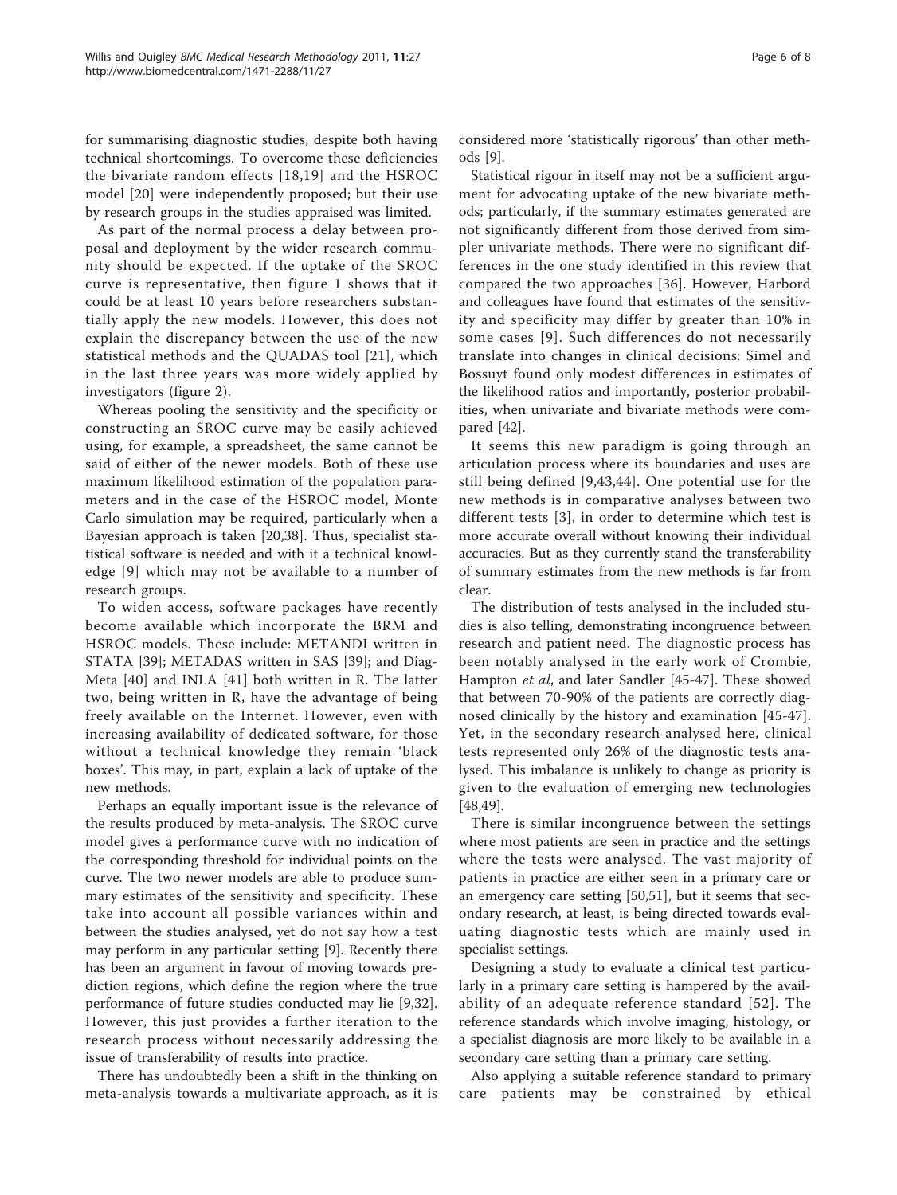for summarising diagnostic studies, despite both having technical shortcomings. To overcome these deficiencies the bivariate random effects [18,19] and the HSROC model [20] were independently proposed; but their use by research groups in the studies appraised was limited.

As part of the normal process a delay between proposal and deployment by the wider research community should be expected. If the uptake of the SROC curve is representative, then figure 1 shows that it could be at least 10 years before researchers substantially apply the new models. However, this does not explain the discrepancy between the use of the new statistical methods and the QUADAS tool [21], which in the last three years was more widely applied by investigators (figure 2).

Whereas pooling the sensitivity and the specificity or constructing an SROC curve may be easily achieved using, for example, a spreadsheet, the same cannot be said of either of the newer models. Both of these use maximum likelihood estimation of the population parameters and in the case of the HSROC model, Monte Carlo simulation may be required, particularly when a Bayesian approach is taken [20,38]. Thus, specialist statistical software is needed and with it a technical knowledge [9] which may not be available to a number of research groups.

To widen access, software packages have recently become available which incorporate the BRM and HSROC models. These include: METANDI written in STATA [39]; METADAS written in SAS [39]; and DiagMeta [40] and INLA [41] both written in R. The latter two, being written in R, have the advantage of being freely available on the Internet. However, even with increasing availability of dedicated software, for those without a technical knowledge they remain 'black boxes'. This may, in part, explain a lack of uptake of the new methods.

Perhaps an equally important issue is the relevance of the results produced by meta-analysis. The SROC curve model gives a performance curve with no indication of the corresponding threshold for individual points on the curve. The two newer models are able to produce summary estimates of the sensitivity and specificity. These take into account all possible variances within and between the studies analysed, yet do not say how a test may perform in any particular setting [9]. Recently there has been an argument in favour of moving towards prediction regions, which define the region where the true performance of future studies conducted may lie [9,32]. However, this just provides a further iteration to the research process without necessarily addressing the issue of transferability of results into practice.

There has undoubtedly been a shift in the thinking on meta-analysis towards a multivariate approach, as it is considered more 'statistically rigorous' than other methods [9].

Statistical rigour in itself may not be a sufficient argument for advocating uptake of the new bivariate methods; particularly, if the summary estimates generated are not significantly different from those derived from simpler univariate methods. There were no significant differences in the one study identified in this review that compared the two approaches [36]. However, Harbord and colleagues have found that estimates of the sensitivity and specificity may differ by greater than 10% in some cases [9]. Such differences do not necessarily translate into changes in clinical decisions: Simel and Bossuyt found only modest differences in estimates of the likelihood ratios and importantly, posterior probabilities, when univariate and bivariate methods were compared [42].

It seems this new paradigm is going through an articulation process where its boundaries and uses are still being defined [9,43,44]. One potential use for the new methods is in comparative analyses between two different tests [3], in order to determine which test is more accurate overall without knowing their individual accuracies. But as they currently stand the transferability of summary estimates from the new methods is far from clear.

The distribution of tests analysed in the included studies is also telling, demonstrating incongruence between research and patient need. The diagnostic process has been notably analysed in the early work of Crombie, Hampton *et al*, and later Sandler [45-47]. These showed that between 70-90% of the patients are correctly diagnosed clinically by the history and examination [45-47]. Yet, in the secondary research analysed here, clinical tests represented only 26% of the diagnostic tests analysed. This imbalance is unlikely to change as priority is given to the evaluation of emerging new technologies [48,49].

There is similar incongruence between the settings where most patients are seen in practice and the settings where the tests were analysed. The vast majority of patients in practice are either seen in a primary care or an emergency care setting [50,51], but it seems that secondary research, at least, is being directed towards evaluating diagnostic tests which are mainly used in specialist settings.

Designing a study to evaluate a clinical test particularly in a primary care setting is hampered by the availability of an adequate reference standard [52]. The reference standards which involve imaging, histology, or a specialist diagnosis are more likely to be available in a secondary care setting than a primary care setting.

Also applying a suitable reference standard to primary care patients may be constrained by ethical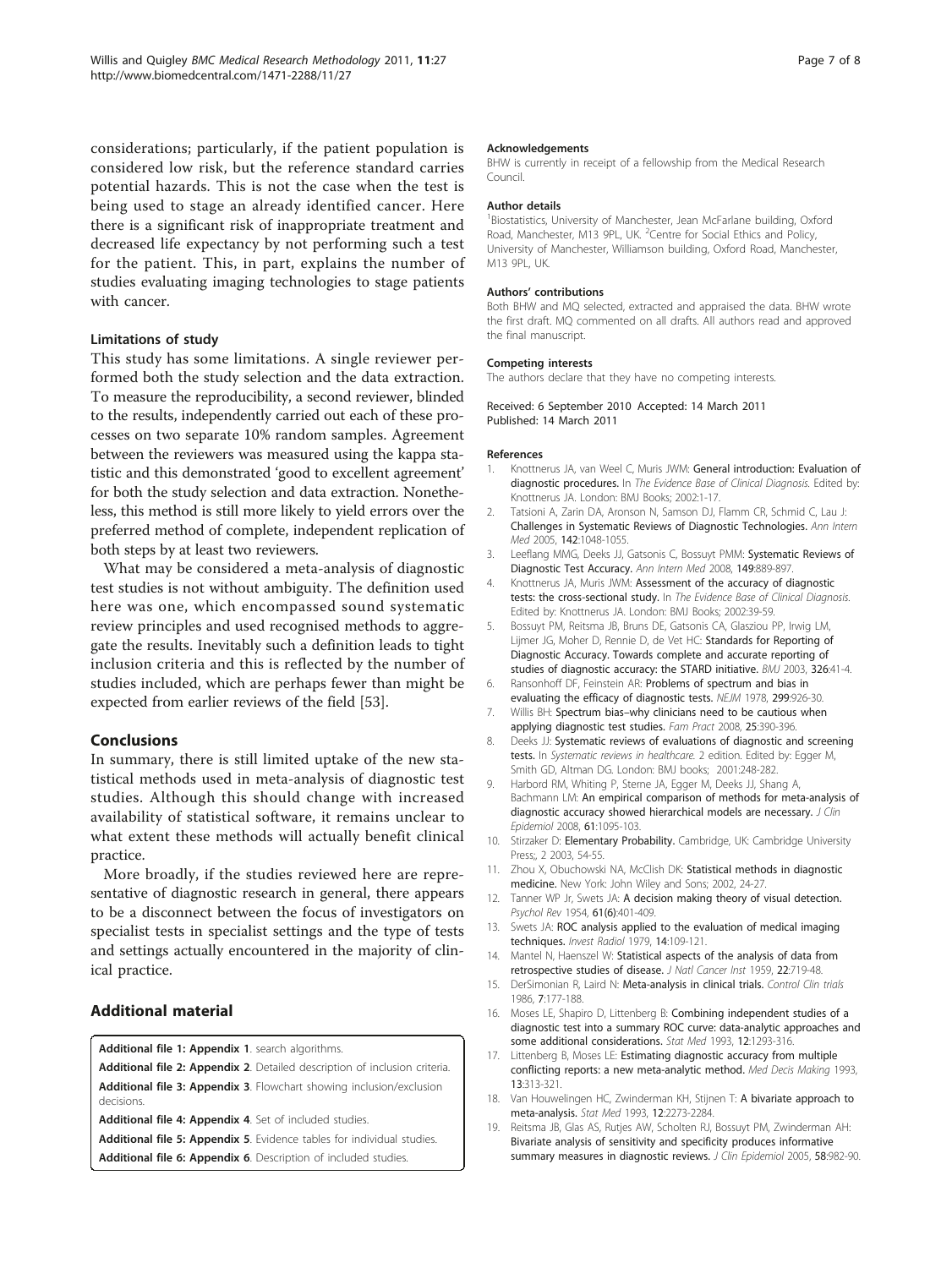considerations; particularly, if the patient population is considered low risk, but the reference standard carries potential hazards. This is not the case when the test is being used to stage an already identified cancer. Here there is a significant risk of inappropriate treatment and decreased life expectancy by not performing such a test for the patient. This, in part, explains the number of studies evaluating imaging technologies to stage patients with cancer.

### Limitations of study

This study has some limitations. A single reviewer performed both the study selection and the data extraction. To measure the reproducibility, a second reviewer, blinded to the results, independently carried out each of these processes on two separate 10% random samples. Agreement between the reviewers was measured using the kappa statistic and this demonstrated 'good to excellent agreement' for both the study selection and data extraction. Nonetheless, this method is still more likely to yield errors over the preferred method of complete, independent replication of both steps by at least two reviewers.

What may be considered a meta-analysis of diagnostic test studies is not without ambiguity. The definition used here was one, which encompassed sound systematic review principles and used recognised methods to aggregate the results. Inevitably such a definition leads to tight inclusion criteria and this is reflected by the number of studies included, which are perhaps fewer than might be expected from earlier reviews of the field [53].

## Conclusions

In summary, there is still limited uptake of the new statistical methods used in meta-analysis of diagnostic test studies. Although this should change with increased availability of statistical software, it remains unclear to what extent these methods will actually benefit clinical practice.

More broadly, if the studies reviewed here are representative of diagnostic research in general, there appears to be a disconnect between the focus of investigators on specialist tests in specialist settings and the type of tests and settings actually encountered in the majority of clinical practice.

## Additional material

**Additional file 1: Appendix 1**. search algorithms.

**Additional file 2: Appendix 2**. Detailed description of inclusion criteria.

**Additional file 3: Appendix 3**. Flowchart showing inclusion/exclusion decisions.

**Additional file 4: Appendix 4**. Set of included studies.

**Additional file 5: Appendix 5**. Evidence tables for individual studies.

**Additional file 6: Appendix 6**. Description of included studies.

#### Acknowledgements

BHW is currently in receipt of a fellowship from the Medical Research Council.

#### Author details

[1]Biostatistics, University of Manchester, Jean McFarlane building, Oxford Road, Manchester, M13 9PL, UK. [2]Centre for Social Ethics and Policy, University of Manchester, Williamson building, Oxford Road, Manchester, M13 9PL, UK.

#### Authors' contributions

Both BHW and MQ selected, extracted and appraised the data. BHW wrote the first draft. MQ commented on all drafts. All authors read and approved the final manuscript.

#### Competing interests

The authors declare that they have no competing interests.

Received: 6 September 2010 Accepted: 14 March 2011
Published: 14 March 2011

#### References

1. Knottnerus JA, van Weel C, Muris JWM: **General introduction: Evaluation of diagnostic procedures.** In *The Evidence Base of Clinical Diagnosis.* Edited by: Knottnerus JA. London: BMJ Books; 2002:1-17.
2. Tatsioni A, Zarin DA, Aronson N, Samson DJ, Flamm CR, Schmid C, Lau J: **Challenges in Systematic Reviews of Diagnostic Technologies.** *Ann Intern Med* 2005, **142**:1048-1055.
3. Leeflang MMG, Deeks JJ, Gatsonis C, Bossuyt PMM: **Systematic Reviews of Diagnostic Test Accuracy.** *Ann Intern Med* 2008, **149**:889-897.
4. Knottnerus JA, Muris JWM: **Assessment of the accuracy of diagnostic tests: the cross-sectional study.** In *The Evidence Base of Clinical Diagnosis.* Edited by: Knottnerus JA. London: BMJ Books; 2002:39-59.
5. Bossuyt PM, Reitsma JB, Bruns DE, Gatsonis CA, Glasziou PP, Irwig LM, Lijmer JG, Moher D, Rennie D, de Vet HC: **Standards for Reporting of Diagnostic Accuracy. Towards complete and accurate reporting of studies of diagnostic accuracy: the STARD initiative.** *BMJ* 2003, **326**:41-4.
6. Ransonhoff DF, Feinstein AR: **Problems of spectrum and bias in evaluating the efficacy of diagnostic tests.** *NEJM* 1978, **299**:926-30.
7. Willis BH: **Spectrum bias–why clinicians need to be cautious when applying diagnostic test studies.** *Fam Pract* 2008, **25**:390-396.
8. Deeks JJ: **Systematic reviews of evaluations of diagnostic and screening tests.** In *Systematic reviews in healthcare.* 2 edition. Edited by: Egger M, Smith GD, Altman DG. London: BMJ books; 2001:248-282.
9. Harbord RM, Whiting P, Sterne JA, Egger M, Deeks JJ, Shang A, Bachmann LM: **An empirical comparison of methods for meta-analysis of diagnostic accuracy showed hierarchical models are necessary.** *J Clin Epidemiol* 2008, **61**:1095-103.
10. Stirzaker D: **Elementary Probability.** Cambridge, UK: Cambridge University Press;, 2 2003, 54-55.
11. Zhou X, Obuchowski NA, McClish DK: **Statistical methods in diagnostic medicine.** New York: John Wiley and Sons; 2002, 24-27.
12. Tanner WP Jr, Swets JA: **A decision making theory of visual detection.** *Psychol Rev* 1954, **61(6)**:401-409.
13. Swets JA: **ROC analysis applied to the evaluation of medical imaging techniques.** *Invest Radiol* 1979, **14**:109-121.
14. Mantel N, Haenszel W: **Statistical aspects of the analysis of data from retrospective studies of disease.** *J Natl Cancer Inst* 1959, **22**:719-48.
15. DerSimonian R, Laird N: **Meta-analysis in clinical trials.** *Control Clin trials* 1986, **7**:177-188.
16. Moses LE, Shapiro D, Littenberg B: **Combining independent studies of a diagnostic test into a summary ROC curve: data-analytic approaches and some additional considerations.** *Stat Med* 1993, **12**:1293-316.
17. Littenberg B, Moses LE: **Estimating diagnostic accuracy from multiple conflicting reports: a new meta-analytic method.** *Med Decis Making* 1993, **13**:313-321.
18. Van Houwelingen HC, Zwinderman KH, Stijnen T: **A bivariate approach to meta-analysis.** *Stat Med* 1993, **12**:2273-2284.
19. Reitsma JB, Glas AS, Rutjes AW, Scholten RJ, Bossuyt PM, Zwinderman AH: **Bivariate analysis of sensitivity and specificity produces informative summary measures in diagnostic reviews.** *J Clin Epidemiol* 2005, **58**:982-90.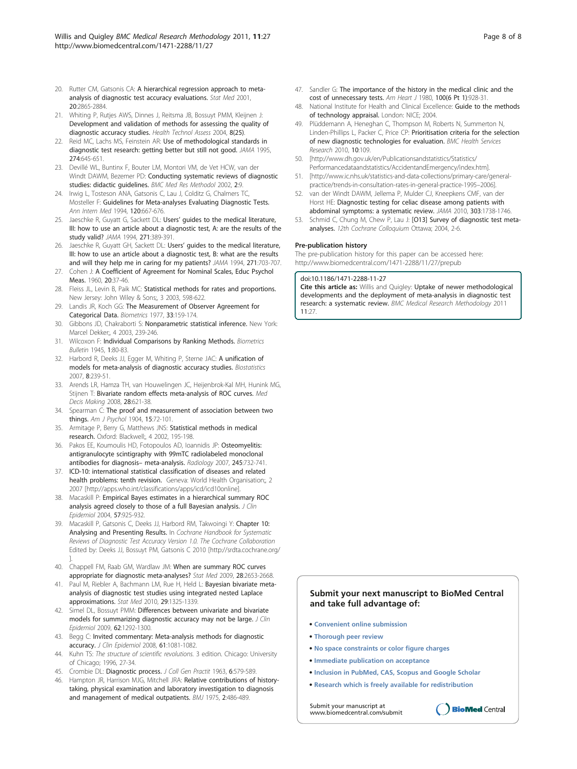20. Rutter CM, Gatsonis CA: A hierarchical regression approach to meta-analysis of diagnostic test accuracy evaluations. *Stat Med* 2001, 20:2865-2884.
21. Whiting P, Rutjes AWS, Dinnes J, Reitsma JB, Bossuyt PMM, Kleijnen J: Development and validation of methods for assessing the quality of diagnostic accuracy studies. *Health Technol Assess* 2004, 8(25).
22. Reid MC, Lachs MS, Feinstein AR: Use of methodological standards in diagnostic test research: getting better but still not good. *JAMA* 1995, 274:645-651.
23. Devillé WL, Buntinx F, Bouter LM, Montori VM, de Vet HCW, van der Windt DAWM, Bezemer PD: Conducting systematic reviews of diagnostic studies: didactic guidelines. *BMC Med Res Methodol* 2002, 2:9.
24. Irwig L, Tosteson ANA, Gatsonis C, Lau J, Colditz G, Chalmers TC, Mosteller F: Guidelines for Meta-analyses Evaluating Diagnostic Tests. *Ann Intern Med* 1994, 120:667-676.
25. Jaeschke R, Guyatt G, Sackett DL: Users' guides to the medical literature, III: how to use an article about a diagnostic test, A: are the results of the study valid? *JAMA* 1994, 271:389-391.
26. Jaeschke R, Guyatt GH, Sackett DL: Users' guides to the medical literature, III: how to use an article about a diagnostic test, B: what are the results and will they help me in caring for my patients? *JAMA* 1994, 271:703-707.
27. Cohen J: A Coefficient of Agreement for Nominal Scales, Educ Psychol Meas. 1960, 20:37-46.
28. Fleiss JL, Levin B, Paik MC: Statistical methods for rates and proportions. New Jersey: John Wiley & Sons;, 3 2003, 598-622.
29. Landis JR, Koch GG: The Measurement of Observer Agreement for Categorical Data. *Biometrics* 1977, 33:159-174.
30. Gibbons JD, Chakraborti S: Nonparametric statistical inference. New York: Marcel Dekker;, 4 2003, 239-246.
31. Wilcoxon F: Individual Comparisons by Ranking Methods. *Biometrics Bulletin* 1945, 1:80-83.
32. Harbord R, Deeks JJ, Egger M, Whiting P, Sterne JAC: A unification of models for meta-analysis of diagnostic accuracy studies. *Biostatistics* 2007, 8:239-51.
33. Arends LR, Hamza TH, van Houwelingen JC, Heijenbrok-Kal MH, Hunink MG, Stijnen T: Bivariate random effects meta-analysis of ROC curves. *Med Decis Making* 2008, 28:621-38.
34. Spearman C: The proof and measurement of association between two things. *Am J Psychol* 1904, 15:72-101.
35. Armitage P, Berry G, Matthews JNS: Statistical methods in medical research. Oxford: Blackwell;, 4 2002, 195-198.
36. Pakos EE, Koumoulis HD, Fotopoulos AD, Ioannidis JP: Osteomyelitis: antigranulocyte scintigraphy with 99mTC radiolabeled monoclonal antibodies for diagnosis– meta-analysis. *Radiology* 2007, 245:732-741.
37. ICD-10: international statistical classification of diseases and related health problems: tenth revision. Geneva: World Health Organisation;, 2 2007 [http://apps.who.int/classifications/apps/icd/icd10online].
38. Macaskill P: Empirical Bayes estimates in a hierarchical summary ROC analysis agreed closely to those of a full Bayesian analysis. *J Clin Epidemiol* 2004, 57:925-932.
39. Macaskill P, Gatsonis C, Deeks JJ, Harbord RM, Takwoingi Y: Chapter 10: Analysing and Presenting Results. In *Cochrane Handbook for Systematic Reviews of Diagnostic Test Accuracy Version 1.0. The Cochrane Collaboration* Edited by: Deeks JJ, Bossuyt PM, Gatsonis C 2010 [http://srdta.cochrane.org/].
40. Chappell FM, Raab GM, Wardlaw JM: When are summary ROC curves appropriate for diagnostic meta-analyses? *Stat Med* 2009, 28:2653-2668.
41. Paul M, Riebler A, Bachmann LM, Rue H, Held L: Bayesian bivariate meta-analysis of diagnostic test studies using integrated nested Laplace approximations. *Stat Med* 2010, 29:1325-1339.
42. Simel DL, Bossuyt PMM: Differences between univariate and bivariate models for summarizing diagnostic accuracy may not be large. *J Clin Epidemiol* 2009, 62:1292-1300.
43. Begg C: Invited commentary: Meta-analysis methods for diagnostic accuracy. *J Clin Epidemiol* 2008, 61:1081-1082.
44. Kuhn TS: *The structure of scientific revolutions.* 3 edition. Chicago: University of Chicago; 1996, 27-34.
45. Crombie DL: Diagnostic process. *J Coll Gen Practit* 1963, 6:579-589.
46. Hampton JR, Harrison MJG, Mitchell JRA: Relative contributions of history-taking, physical examination and laboratory investigation to diagnosis and management of medical outpatients. *BMJ* 1975, 2:486-489.
47. Sandler G: The importance of the history in the medical clinic and the cost of unnecessary tests. *Am Heart J* 1980, 100(6 Pt 1):928-31.
48. National Institute for Health and Clinical Excellence: Guide to the methods of technology appraisal. London: NICE; 2004.
49. Plüddemann A, Heneghan C, Thompson M, Roberts N, Summerton N, Linden-Phillips L, Packer C, Price CP: Prioritisation criteria for the selection of new diagnostic technologies for evaluation. *BMC Health Services Research* 2010, 10:109.
50. [http://www.dh.gov.uk/en/Publicationsandstatistics/Statistics/Performancedataandstatistics/AccidentandEmergency/index.htm].
51. [http://www.ic.nhs.uk/statistics-and-data-collections/primary-care/general-practice/trends-in-consultation-rates-in-general-practice-1995–2006].
52. van der Windt DAWM, Jellema P, Mulder CJ, Kneepkens CMF, van der Horst HE: Diagnostic testing for celiac disease among patients with abdominal symptoms: a systematic review. *JAMA* 2010, 303:1738-1746.
53. Schmid C, Chung M, Chew P, Lau J: [O13] Survey of diagnostic test meta-analyses. *12th Cochrane Colloquium* Ottawa; 2004, 2-6.

### Pre-publication history

The pre-publication history for this paper can be accessed here: http://www.biomedcentral.com/1471-2288/11/27/prepub

doi:10.1186/1471-2288-11-27

**Cite this article as:** Willis and Quigley: Uptake of newer methodological developments and the deployment of meta-analysis in diagnostic test research: a systematic review. *BMC Medical Research Methodology* 2011 11:27.

**Submit your next manuscript to BioMed Central and take full advantage of:**

- Convenient online submission
- Thorough peer review
- No space constraints or color figure charges
- Immediate publication on acceptance
- Inclusion in PubMed, CAS, Scopus and Google Scholar
- Research which is freely available for redistribution

Submit your manuscript at www.biomedcentral.com/submit

BioMed Central